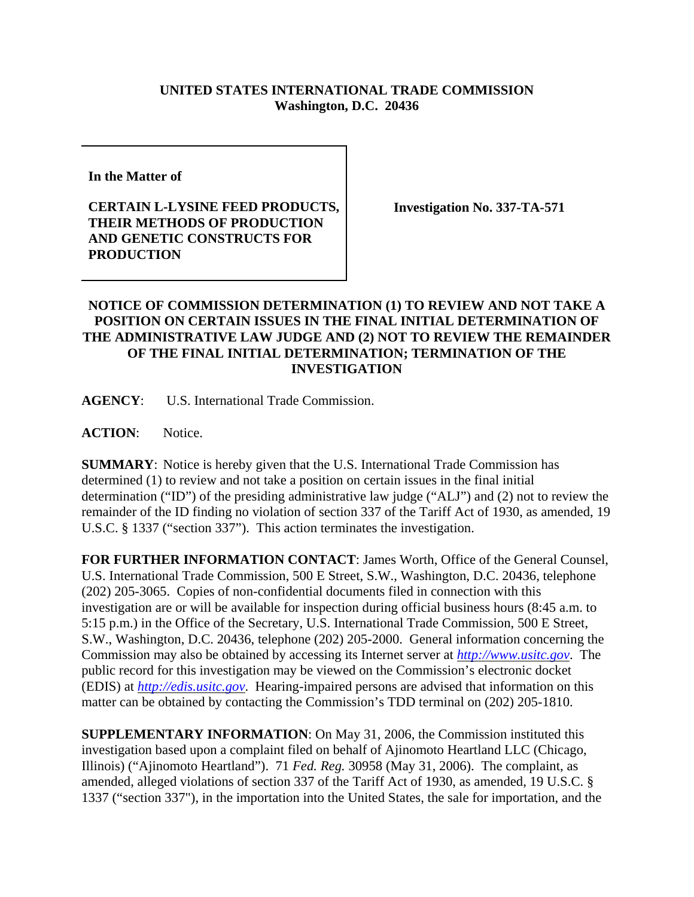**UNITED STATES INTERNATIONAL TRADE COMMISSION**
**Washington, D.C. 20436**

| | |
|---|---|
| **In the Matter of**<br><br>**CERTAIN L-LYSINE FEED PRODUCTS, THEIR METHODS OF PRODUCTION AND GENETIC CONSTRUCTS FOR PRODUCTION** | **Investigation No. 337-TA-571** |

**NOTICE OF COMMISSION DETERMINATION (1) TO REVIEW AND NOT TAKE A POSITION ON CERTAIN ISSUES IN THE FINAL INITIAL DETERMINATION OF THE ADMINISTRATIVE LAW JUDGE AND (2) NOT TO REVIEW THE REMAINDER OF THE FINAL INITIAL DETERMINATION; TERMINATION OF THE INVESTIGATION**

**AGENCY**: U.S. International Trade Commission.

**ACTION**: Notice.

**SUMMARY**: Notice is hereby given that the U.S. International Trade Commission has determined (1) to review and not take a position on certain issues in the final initial determination ("ID") of the presiding administrative law judge ("ALJ") and (2) not to review the remainder of the ID finding no violation of section 337 of the Tariff Act of 1930, as amended, 19 U.S.C. § 1337 ("section 337"). This action terminates the investigation.

**FOR FURTHER INFORMATION CONTACT**: James Worth, Office of the General Counsel, U.S. International Trade Commission, 500 E Street, S.W., Washington, D.C. 20436, telephone (202) 205-3065. Copies of non-confidential documents filed in connection with this investigation are or will be available for inspection during official business hours (8:45 a.m. to 5:15 p.m.) in the Office of the Secretary, U.S. International Trade Commission, 500 E Street, S.W., Washington, D.C. 20436, telephone (202) 205-2000. General information concerning the Commission may also be obtained by accessing its Internet server at *http://www.usitc.gov*. The public record for this investigation may be viewed on the Commission's electronic docket (EDIS) at *http://edis.usitc.gov*. Hearing-impaired persons are advised that information on this matter can be obtained by contacting the Commission's TDD terminal on (202) 205-1810.

**SUPPLEMENTARY INFORMATION**: On May 31, 2006, the Commission instituted this investigation based upon a complaint filed on behalf of Ajinomoto Heartland LLC (Chicago, Illinois) ("Ajinomoto Heartland"). 71 *Fed. Reg.* 30958 (May 31, 2006). The complaint, as amended, alleged violations of section 337 of the Tariff Act of 1930, as amended, 19 U.S.C. § 1337 ("section 337"), in the importation into the United States, the sale for importation, and the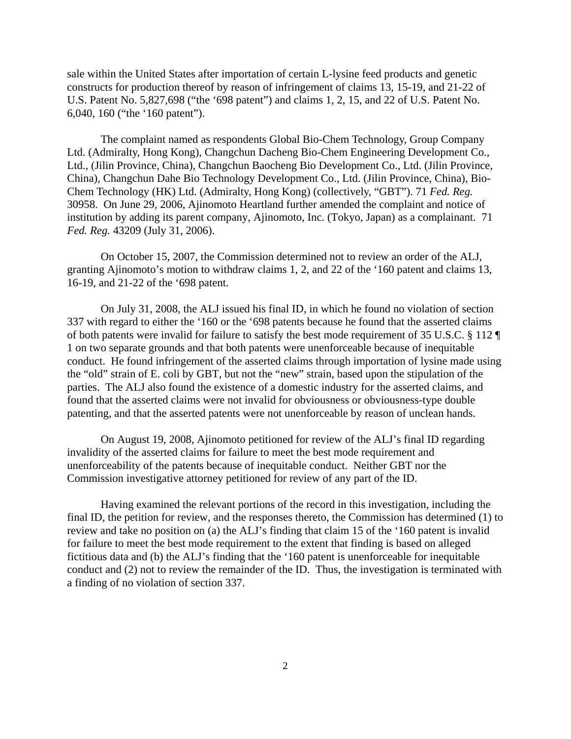sale within the United States after importation of certain L-lysine feed products and genetic constructs for production thereof by reason of infringement of claims 13, 15-19, and 21-22 of U.S. Patent No. 5,827,698 ("the '698 patent") and claims 1, 2, 15, and 22 of U.S. Patent No. 6,040, 160 ("the '160 patent").

The complaint named as respondents Global Bio-Chem Technology, Group Company Ltd. (Admiralty, Hong Kong), Changchun Dacheng Bio-Chem Engineering Development Co., Ltd., (Jilin Province, China), Changchun Baocheng Bio Development Co., Ltd. (Jilin Province, China), Changchun Dahe Bio Technology Development Co., Ltd. (Jilin Province, China), Bio-Chem Technology (HK) Ltd. (Admiralty, Hong Kong) (collectively, "GBT"). 71 *Fed. Reg.* 30958. On June 29, 2006, Ajinomoto Heartland further amended the complaint and notice of institution by adding its parent company, Ajinomoto, Inc. (Tokyo, Japan) as a complainant. 71 *Fed. Reg.* 43209 (July 31, 2006).

On October 15, 2007, the Commission determined not to review an order of the ALJ, granting Ajinomoto's motion to withdraw claims 1, 2, and 22 of the '160 patent and claims 13, 16-19, and 21-22 of the '698 patent.

On July 31, 2008, the ALJ issued his final ID, in which he found no violation of section 337 with regard to either the '160 or the '698 patents because he found that the asserted claims of both patents were invalid for failure to satisfy the best mode requirement of 35 U.S.C. § 112 ¶ 1 on two separate grounds and that both patents were unenforceable because of inequitable conduct. He found infringement of the asserted claims through importation of lysine made using the "old" strain of E. coli by GBT, but not the "new" strain, based upon the stipulation of the parties. The ALJ also found the existence of a domestic industry for the asserted claims, and found that the asserted claims were not invalid for obviousness or obviousness-type double patenting, and that the asserted patents were not unenforceable by reason of unclean hands.

On August 19, 2008, Ajinomoto petitioned for review of the ALJ's final ID regarding invalidity of the asserted claims for failure to meet the best mode requirement and unenforceability of the patents because of inequitable conduct. Neither GBT nor the Commission investigative attorney petitioned for review of any part of the ID.

Having examined the relevant portions of the record in this investigation, including the final ID, the petition for review, and the responses thereto, the Commission has determined (1) to review and take no position on (a) the ALJ's finding that claim 15 of the '160 patent is invalid for failure to meet the best mode requirement to the extent that finding is based on alleged fictitious data and (b) the ALJ's finding that the '160 patent is unenforceable for inequitable conduct and (2) not to review the remainder of the ID. Thus, the investigation is terminated with a finding of no violation of section 337.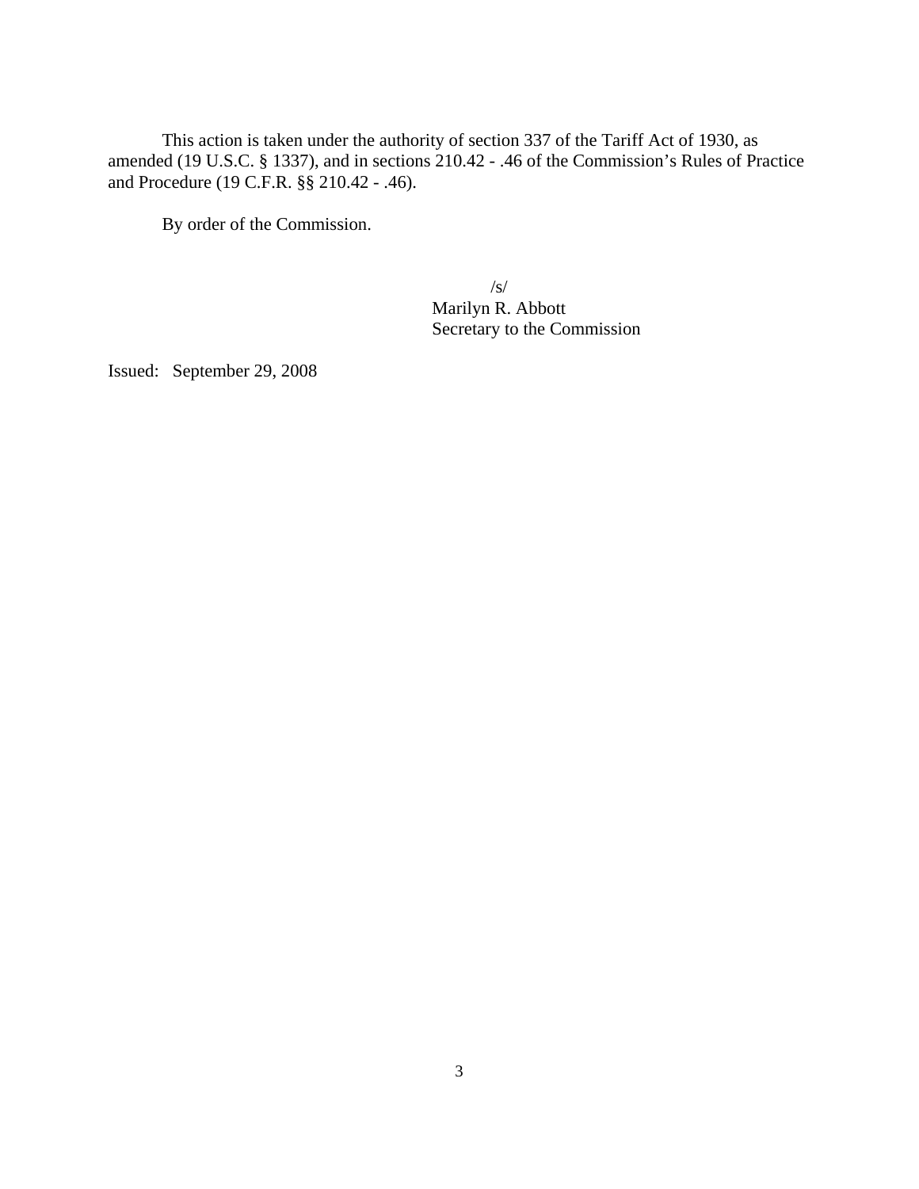This action is taken under the authority of section 337 of the Tariff Act of 1930, as amended (19 U.S.C. § 1337), and in sections 210.42 - .46 of the Commission's Rules of Practice and Procedure (19 C.F.R. §§ 210.42 - .46).

By order of the Commission.

/s/
Marilyn R. Abbott
Secretary to the Commission

Issued: September 29, 2008